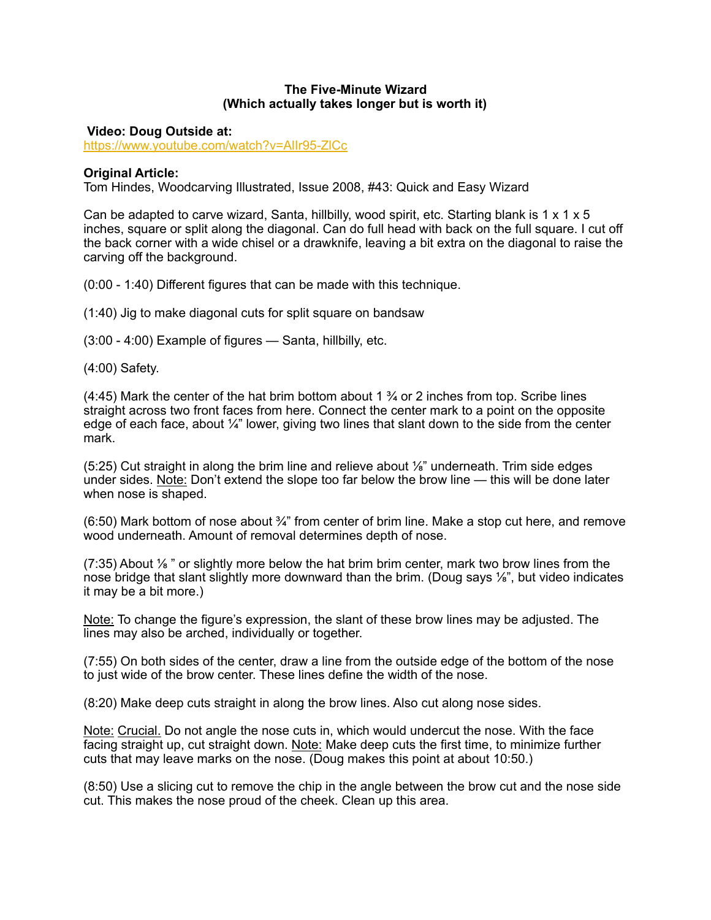**The Five-Minute Wizard**
**(Which actually takes longer but is worth it)**

**Video: Doug Outside at:**
https://www.youtube.com/watch?v=Allr95-ZlCc

**Original Article:**
Tom Hindes, Woodcarving Illustrated, Issue 2008, #43: Quick and Easy Wizard

Can be adapted to carve wizard, Santa, hillbilly, wood spirit, etc. Starting blank is 1 x 1 x 5 inches, square or split along the diagonal. Can do full head with back on the full square. I cut off the back corner with a wide chisel or a drawknife, leaving a bit extra on the diagonal to raise the carving off the background.

(0:00 - 1:40) Different figures that can be made with this technique.

(1:40) Jig to make diagonal cuts for split square on bandsaw

(3:00 - 4:00) Example of figures — Santa, hillbilly, etc.

(4:00) Safety.

(4:45) Mark the center of the hat brim bottom about 1 ¾ or 2 inches from top. Scribe lines straight across two front faces from here. Connect the center mark to a point on the opposite edge of each face, about ¼" lower, giving two lines that slant down to the side from the center mark.

(5:25) Cut straight in along the brim line and relieve about ⅛" underneath. Trim side edges under sides. Note: Don't extend the slope too far below the brow line — this will be done later when nose is shaped.

(6:50) Mark bottom of nose about ¾" from center of brim line. Make a stop cut here, and remove wood underneath. Amount of removal determines depth of nose.

(7:35) About ⅛ " or slightly more below the hat brim brim center, mark two brow lines from the nose bridge that slant slightly more downward than the brim. (Doug says ⅛", but video indicates it may be a bit more.)

Note: To change the figure's expression, the slant of these brow lines may be adjusted. The lines may also be arched, individually or together.

(7:55) On both sides of the center, draw a line from the outside edge of the bottom of the nose to just wide of the brow center. These lines define the width of the nose.

(8:20) Make deep cuts straight in along the brow lines. Also cut along nose sides.

Note: Crucial. Do not angle the nose cuts in, which would undercut the nose. With the face facing straight up, cut straight down. Note: Make deep cuts the first time, to minimize further cuts that may leave marks on the nose. (Doug makes this point at about 10:50.)

(8:50) Use a slicing cut to remove the chip in the angle between the brow cut and the nose side cut. This makes the nose proud of the cheek. Clean up this area.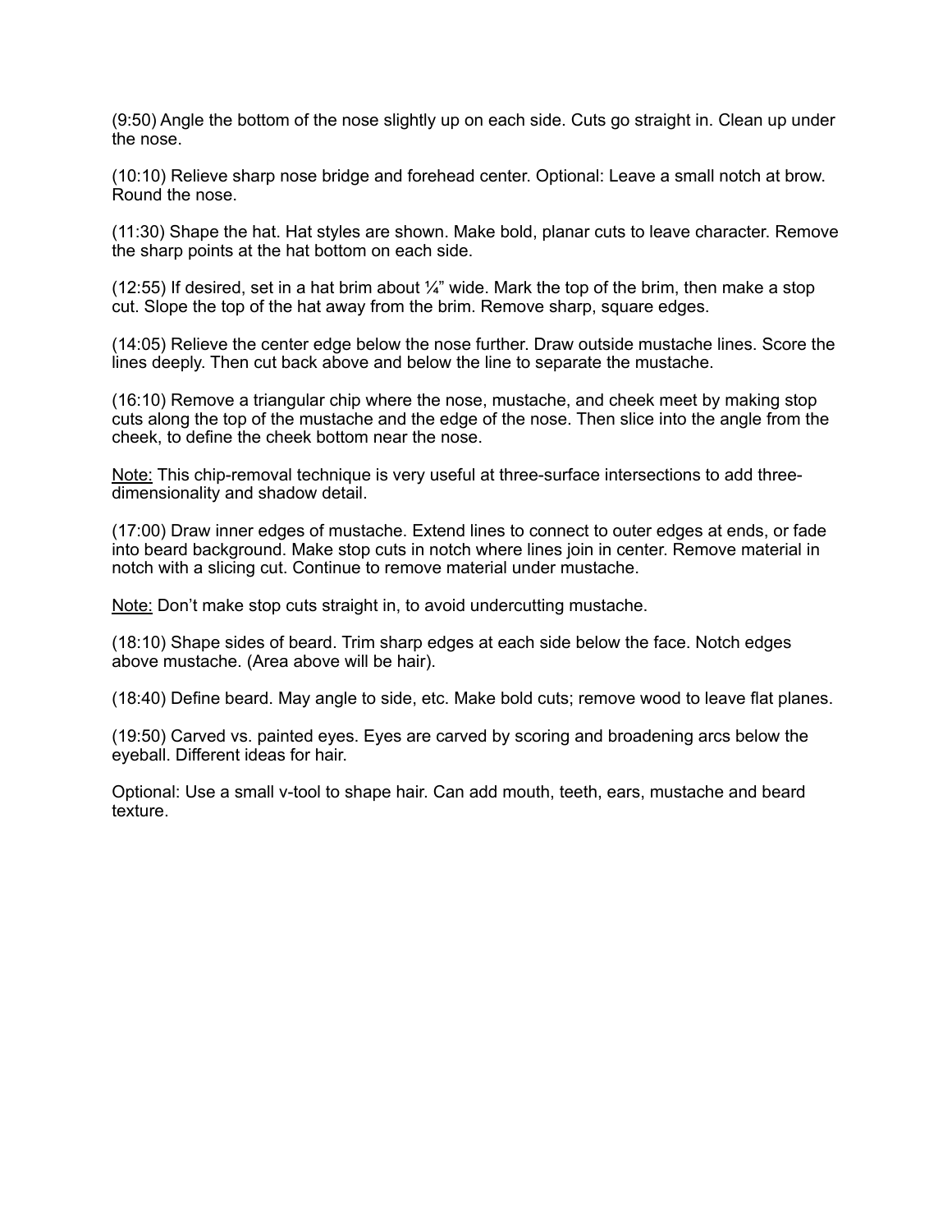(9:50) Angle the bottom of the nose slightly up on each side. Cuts go straight in. Clean up under the nose.

(10:10) Relieve sharp nose bridge and forehead center. Optional: Leave a small notch at brow. Round the nose.

(11:30) Shape the hat. Hat styles are shown. Make bold, planar cuts to leave character. Remove the sharp points at the hat bottom on each side.

(12:55) If desired, set in a hat brim about ¼" wide. Mark the top of the brim, then make a stop cut. Slope the top of the hat away from the brim. Remove sharp, square edges.

(14:05) Relieve the center edge below the nose further. Draw outside mustache lines. Score the lines deeply. Then cut back above and below the line to separate the mustache.

(16:10) Remove a triangular chip where the nose, mustache, and cheek meet by making stop cuts along the top of the mustache and the edge of the nose. Then slice into the angle from the cheek, to define the cheek bottom near the nose.

<u>Note:</u> This chip-removal technique is very useful at three-surface intersections to add three-dimensionality and shadow detail.

(17:00) Draw inner edges of mustache. Extend lines to connect to outer edges at ends, or fade into beard background. Make stop cuts in notch where lines join in center. Remove material in notch with a slicing cut. Continue to remove material under mustache.

<u>Note:</u> Don't make stop cuts straight in, to avoid undercutting mustache.

(18:10) Shape sides of beard. Trim sharp edges at each side below the face. Notch edges above mustache. (Area above will be hair).

(18:40) Define beard. May angle to side, etc. Make bold cuts; remove wood to leave flat planes.

(19:50) Carved vs. painted eyes. Eyes are carved by scoring and broadening arcs below the eyeball. Different ideas for hair.

Optional: Use a small v-tool to shape hair. Can add mouth, teeth, ears, mustache and beard texture.